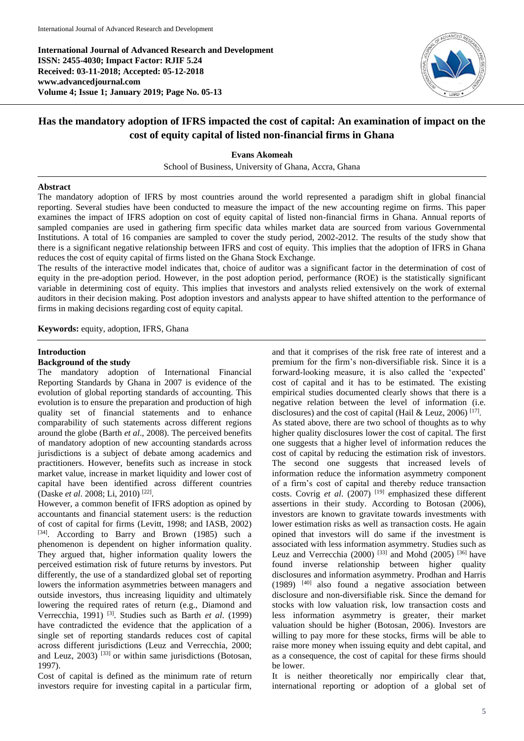**International Journal of Advanced Research and Development**
**ISSN: 2455-4030; Impact Factor: RJIF 5.24**
**Received: 03-11-2018; Accepted: 05-12-2018**
**www.advancedjournal.com**
**Volume 4; Issue 1; January 2019; Page No. 05-13**

# Has the mandatory adoption of IFRS impacted the cost of capital: An examination of impact on the cost of equity capital of listed non-financial firms in Ghana

**Evans Akomeah**

School of Business, University of Ghana, Accra, Ghana

## Abstract

The mandatory adoption of IFRS by most countries around the world represented a paradigm shift in global financial reporting. Several studies have been conducted to measure the impact of the new accounting regime on firms. This paper examines the impact of IFRS adoption on cost of equity capital of listed non-financial firms in Ghana. Annual reports of sampled companies are used in gathering firm specific data whiles market data are sourced from various Governmental Institutions. A total of 16 companies are sampled to cover the study period, 2002-2012. The results of the study show that there is a significant negative relationship between IFRS and cost of equity. This implies that the adoption of IFRS in Ghana reduces the cost of equity capital of firms listed on the Ghana Stock Exchange.

The results of the interactive model indicates that, choice of auditor was a significant factor in the determination of cost of equity in the pre-adoption period. However, in the post adoption period, performance (ROE) is the statistically significant variable in determining cost of equity. This implies that investors and analysts relied extensively on the work of external auditors in their decision making. Post adoption investors and analysts appear to have shifted attention to the performance of firms in making decisions regarding cost of equity capital.

**Keywords:** equity, adoption, IFRS, Ghana

## Introduction

### Background of the study

The mandatory adoption of International Financial Reporting Standards by Ghana in 2007 is evidence of the evolution of global reporting standards of accounting. This evolution is to ensure the preparation and production of high quality set of financial statements and to enhance comparability of such statements across different regions around the globe (Barth *et al*., 2008). The perceived benefits of mandatory adoption of new accounting standards across jurisdictions is a subject of debate among academics and practitioners. However, benefits such as increase in stock market value, increase in market liquidity and lower cost of capital have been identified across different countries (Daske *et al*. 2008; Li, 2010) [22].

However, a common benefit of IFRS adoption as opined by accountants and financial statement users: is the reduction of cost of capital for firms (Levitt, 1998; and IASB, 2002) [34]. According to Barry and Brown (1985) such a phenomenon is dependent on higher information quality. They argued that, higher information quality lowers the perceived estimation risk of future returns by investors. Put differently, the use of a standardized global set of reporting lowers the information asymmetries between managers and outside investors, thus increasing liquidity and ultimately lowering the required rates of return (e.g., Diamond and Verrecchia, 1991) [3]. Studies such as Barth *et al*. (1999) have contradicted the evidence that the application of a single set of reporting standards reduces cost of capital across different jurisdictions (Leuz and Verrecchia, 2000; and Leuz, 2003) [33] or within same jurisdictions (Botosan, 1997).

Cost of capital is defined as the minimum rate of return investors require for investing capital in a particular firm, and that it comprises of the risk free rate of interest and a premium for the firm's non-diversifiable risk. Since it is a forward-looking measure, it is also called the 'expected' cost of capital and it has to be estimated. The existing empirical studies documented clearly shows that there is a negative relation between the level of information (i.e. disclosures) and the cost of capital (Hail & Leuz, 2006) [17].

As stated above, there are two school of thoughts as to why higher quality disclosures lower the cost of capital. The first one suggests that a higher level of information reduces the cost of capital by reducing the estimation risk of investors. The second one suggests that increased levels of information reduce the information asymmetry component of a firm's cost of capital and thereby reduce transaction costs. Covrig *et al*. (2007) [19] emphasized these different assertions in their study. According to Botosan (2006), investors are known to gravitate towards investments with lower estimation risks as well as transaction costs. He again opined that investors will do same if the investment is associated with less information asymmetry. Studies such as Leuz and Verrecchia (2000) [33] and Mohd (2005) [36] have found inverse relationship between higher quality disclosures and information asymmetry. Prodhan and Harris (1989) [40] also found a negative association between disclosure and non-diversifiable risk. Since the demand for stocks with low valuation risk, low transaction costs and less information asymmetry is greater, their market valuation should be higher (Botosan, 2006). Investors are willing to pay more for these stocks, firms will be able to raise more money when issuing equity and debt capital, and as a consequence, the cost of capital for these firms should be lower.

It is neither theoretically nor empirically clear that, international reporting or adoption of a global set of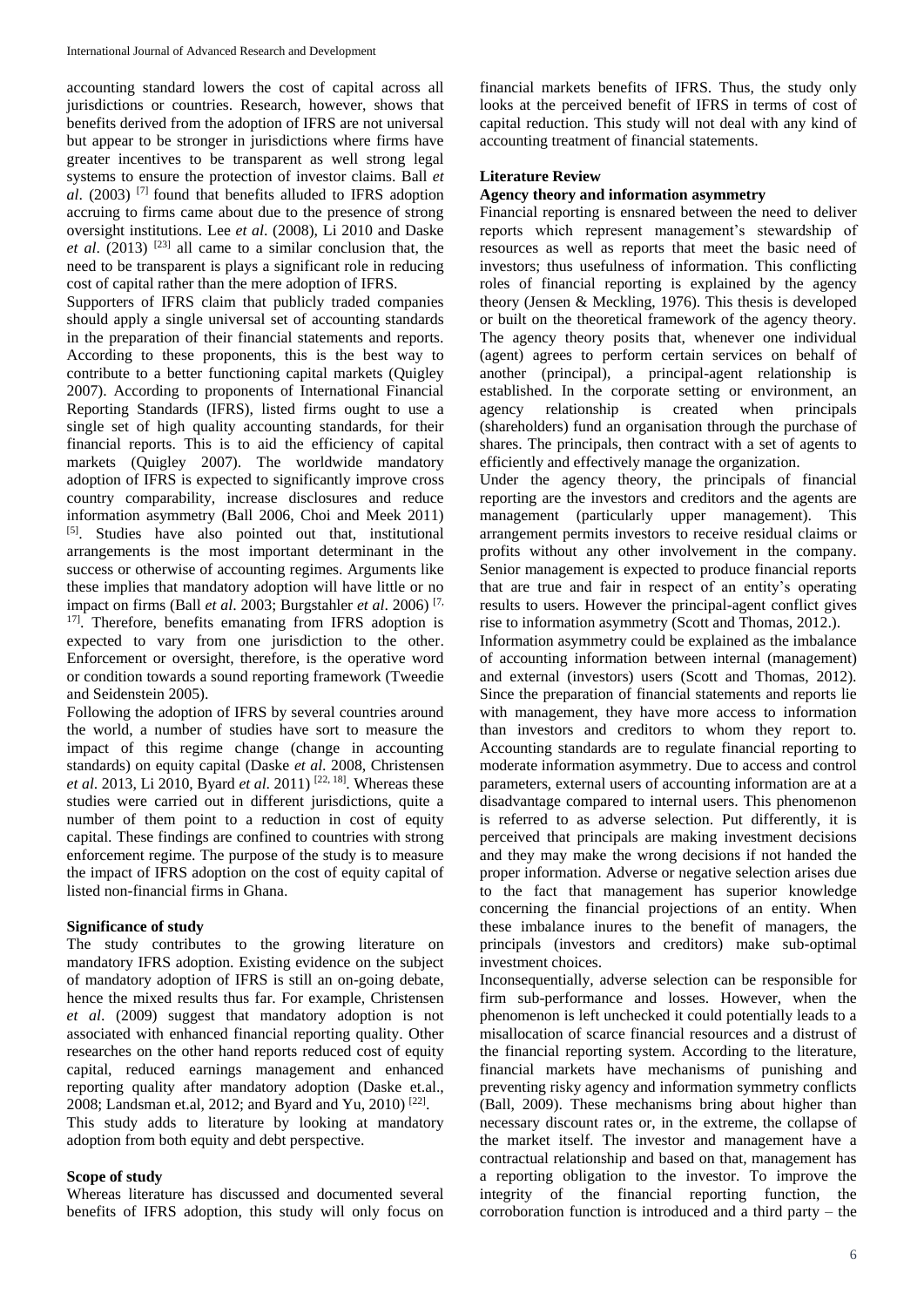accounting standard lowers the cost of capital across all jurisdictions or countries. Research, however, shows that benefits derived from the adoption of IFRS are not universal but appear to be stronger in jurisdictions where firms have greater incentives to be transparent as well strong legal systems to ensure the protection of investor claims. Ball *et al*. (2003) [7] found that benefits alluded to IFRS adoption accruing to firms came about due to the presence of strong oversight institutions. Lee *et al*. (2008), Li 2010 and Daske *et al*. (2013) [23] all came to a similar conclusion that, the need to be transparent is plays a significant role in reducing cost of capital rather than the mere adoption of IFRS.

Supporters of IFRS claim that publicly traded companies should apply a single universal set of accounting standards in the preparation of their financial statements and reports. According to these proponents, this is the best way to contribute to a better functioning capital markets (Quigley 2007). According to proponents of International Financial Reporting Standards (IFRS), listed firms ought to use a single set of high quality accounting standards, for their financial reports. This is to aid the efficiency of capital markets (Quigley 2007). The worldwide mandatory adoption of IFRS is expected to significantly improve cross country comparability, increase disclosures and reduce information asymmetry (Ball 2006, Choi and Meek 2011) [5]. Studies have also pointed out that, institutional arrangements is the most important determinant in the success or otherwise of accounting regimes. Arguments like these implies that mandatory adoption will have little or no impact on firms (Ball *et al*. 2003; Burgstahler *et al*. 2006) [7, 17]. Therefore, benefits emanating from IFRS adoption is expected to vary from one jurisdiction to the other. Enforcement or oversight, therefore, is the operative word or condition towards a sound reporting framework (Tweedie and Seidenstein 2005).

Following the adoption of IFRS by several countries around the world, a number of studies have sort to measure the impact of this regime change (change in accounting standards) on equity capital (Daske *et al*. 2008, Christensen *et al*. 2013, Li 2010, Byard *et al*. 2011) [22, 18]. Whereas these studies were carried out in different jurisdictions, quite a number of them point to a reduction in cost of equity capital. These findings are confined to countries with strong enforcement regime. The purpose of the study is to measure the impact of IFRS adoption on the cost of equity capital of listed non-financial firms in Ghana.

**Significance of study**

The study contributes to the growing literature on mandatory IFRS adoption. Existing evidence on the subject of mandatory adoption of IFRS is still an on-going debate, hence the mixed results thus far. For example, Christensen *et al*. (2009) suggest that mandatory adoption is not associated with enhanced financial reporting quality. Other researches on the other hand reports reduced cost of equity capital, reduced earnings management and enhanced reporting quality after mandatory adoption (Daske et.al., 2008; Landsman et.al, 2012; and Byard and Yu, 2010) [22].

This study adds to literature by looking at mandatory adoption from both equity and debt perspective.

**Scope of study**

Whereas literature has discussed and documented several benefits of IFRS adoption, this study will only focus on financial markets benefits of IFRS. Thus, the study only looks at the perceived benefit of IFRS in terms of cost of capital reduction. This study will not deal with any kind of accounting treatment of financial statements.

**Literature Review**

**Agency theory and information asymmetry**

Financial reporting is ensnared between the need to deliver reports which represent management's stewardship of resources as well as reports that meet the basic need of investors; thus usefulness of information. This conflicting roles of financial reporting is explained by the agency theory (Jensen & Meckling, 1976). This thesis is developed or built on the theoretical framework of the agency theory. The agency theory posits that, whenever one individual (agent) agrees to perform certain services on behalf of another (principal), a principal-agent relationship is established. In the corporate setting or environment, an agency relationship is created when principals (shareholders) fund an organisation through the purchase of shares. The principals, then contract with a set of agents to efficiently and effectively manage the organization.

Under the agency theory, the principals of financial reporting are the investors and creditors and the agents are management (particularly upper management). This arrangement permits investors to receive residual claims or profits without any other involvement in the company. Senior management is expected to produce financial reports that are true and fair in respect of an entity's operating results to users. However the principal-agent conflict gives rise to information asymmetry (Scott and Thomas, 2012.).

Information asymmetry could be explained as the imbalance of accounting information between internal (management) and external (investors) users (Scott and Thomas, 2012). Since the preparation of financial statements and reports lie with management, they have more access to information than investors and creditors to whom they report to. Accounting standards are to regulate financial reporting to moderate information asymmetry. Due to access and control parameters, external users of accounting information are at a disadvantage compared to internal users. This phenomenon is referred to as adverse selection. Put differently, it is perceived that principals are making investment decisions and they may make the wrong decisions if not handed the proper information. Adverse or negative selection arises due to the fact that management has superior knowledge concerning the financial projections of an entity. When these imbalance inures to the benefit of managers, the principals (investors and creditors) make sub-optimal investment choices.

Inconsequentially, adverse selection can be responsible for firm sub-performance and losses. However, when the phenomenon is left unchecked it could potentially leads to a misallocation of scarce financial resources and a distrust of the financial reporting system. According to the literature, financial markets have mechanisms of punishing and preventing risky agency and information symmetry conflicts (Ball, 2009). These mechanisms bring about higher than necessary discount rates or, in the extreme, the collapse of the market itself. The investor and management have a contractual relationship and based on that, management has a reporting obligation to the investor. To improve the integrity of the financial reporting function, the corroboration function is introduced and a third party – the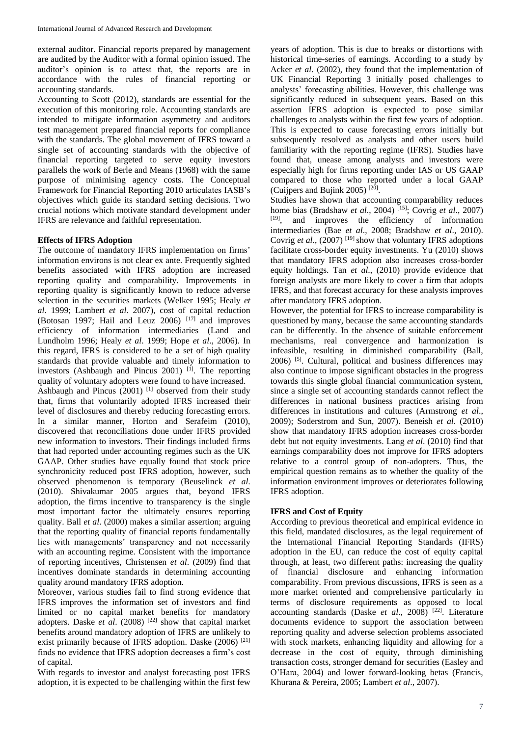external auditor. Financial reports prepared by management are audited by the Auditor with a formal opinion issued. The auditor's opinion is to attest that, the reports are in accordance with the rules of financial reporting or accounting standards.

Accounting to Scott (2012), standards are essential for the execution of this monitoring role. Accounting standards are intended to mitigate information asymmetry and auditors test management prepared financial reports for compliance with the standards. The global movement of IFRS toward a single set of accounting standards with the objective of financial reporting targeted to serve equity investors parallels the work of Berle and Means (1968) with the same purpose of minimising agency costs. The Conceptual Framework for Financial Reporting 2010 articulates IASB's objectives which guide its standard setting decisions. Two crucial notions which motivate standard development under IFRS are relevance and faithful representation.

**Effects of IFRS Adoption**

The outcome of mandatory IFRS implementation on firms' information environs is not clear ex ante. Frequently sighted benefits associated with IFRS adoption are increased reporting quality and comparability. Improvements in reporting quality is significantly known to reduce adverse selection in the securities markets (Welker 1995; Healy *et al*. 1999; Lambert *et al*. 2007), cost of capital reduction (Botosan 1997; Hail and Leuz 2006) [17] and improves efficiency of information intermediaries (Land and Lundholm 1996; Healy *et al*. 1999; Hope *et al*., 2006). In this regard, IFRS is considered to be a set of high quality standards that provide valuable and timely information to investors (Ashbaugh and Pincus 2001) [1]. The reporting quality of voluntary adopters were found to have increased.

Ashbaugh and Pincus (2001) [1] observed from their study that, firms that voluntarily adopted IFRS increased their level of disclosures and thereby reducing forecasting errors. In a similar manner, Horton and Serafeim (2010), discovered that reconciliations done under IFRS provided new information to investors. Their findings included firms that had reported under accounting regimes such as the UK GAAP. Other studies have equally found that stock price synchronicity reduced post IFRS adoption, however, such observed phenomenon is temporary (Beuselinck *et al*. (2010). Shivakumar 2005 argues that, beyond IFRS adoption, the firms incentive to transparency is the single most important factor the ultimately ensures reporting quality. Ball *et al*. (2000) makes a similar assertion; arguing that the reporting quality of financial reports fundamentally lies with managements' transparency and not necessarily with an accounting regime. Consistent with the importance of reporting incentives, Christensen *et al*. (2009) find that incentives dominate standards in determining accounting quality around mandatory IFRS adoption.

Moreover, various studies fail to find strong evidence that IFRS improves the information set of investors and find limited or no capital market benefits for mandatory adopters. Daske *et al*. (2008) [22] show that capital market benefits around mandatory adoption of IFRS are unlikely to exist primarily because of IFRS adoption. Daske (2006) [21] finds no evidence that IFRS adoption decreases a firm's cost of capital.

With regards to investor and analyst forecasting post IFRS adoption, it is expected to be challenging within the first few years of adoption. This is due to breaks or distortions with historical time-series of earnings. According to a study by Acker *et al*. (2002), they found that the implementation of UK Financial Reporting 3 initially posed challenges to analysts' forecasting abilities. However, this challenge was significantly reduced in subsequent years. Based on this assertion IFRS adoption is expected to pose similar challenges to analysts within the first few years of adoption. This is expected to cause forecasting errors initially but subsequently resolved as analysts and other users build familiarity with the reporting regime (IFRS). Studies have found that, unease among analysts and investors were especially high for firms reporting under IAS or US GAAP compared to those who reported under a local GAAP (Cuijpers and Bujink 2005) [20].

Studies have shown that accounting comparability reduces home bias (Bradshaw *et al*., 2004) [15]; Covrig *et al*., 2007) [19], and improves the efficiency of information intermediaries (Bae *et al*., 2008; Bradshaw *et al*., 2010). Covrig *et al*., (2007) [19] show that voluntary IFRS adoptions facilitate cross-border equity investments. Yu (2010) shows that mandatory IFRS adoption also increases cross-border equity holdings. Tan *et al*., (2010) provide evidence that foreign analysts are more likely to cover a firm that adopts IFRS, and that forecast accuracy for these analysts improves after mandatory IFRS adoption.

However, the potential for IFRS to increase comparability is questioned by many, because the same accounting standards can be differently. In the absence of suitable enforcement mechanisms, real convergence and harmonization is infeasible, resulting in diminished comparability (Ball, 2006) [5]. Cultural, political and business differences may also continue to impose significant obstacles in the progress towards this single global financial communication system, since a single set of accounting standards cannot reflect the differences in national business practices arising from differences in institutions and cultures (Armstrong *et al*., 2009); Soderstrom and Sun, 2007). Beneish *et al*. (2010) show that mandatory IFRS adoption increases cross-border debt but not equity investments. Lang *et al*. (2010) find that earnings comparability does not improve for IFRS adopters relative to a control group of non-adopters. Thus, the empirical question remains as to whether the quality of the information environment improves or deteriorates following IFRS adoption.

**IFRS and Cost of Equity**

According to previous theoretical and empirical evidence in this field, mandated disclosures, as the legal requirement of the International Financial Reporting Standards (IFRS) adoption in the EU, can reduce the cost of equity capital through, at least, two different paths: increasing the quality of financial disclosure and enhancing information comparability. From previous discussions, IFRS is seen as a more market oriented and comprehensive particularly in terms of disclosure requirements as opposed to local accounting standards (Daske *et al*., 2008) [22]. Literature documents evidence to support the association between reporting quality and adverse selection problems associated with stock markets, enhancing liquidity and allowing for a decrease in the cost of equity, through diminishing transaction costs, stronger demand for securities (Easley and O'Hara, 2004) and lower forward-looking betas (Francis, Khurana & Pereira, 2005; Lambert *et al*., 2007).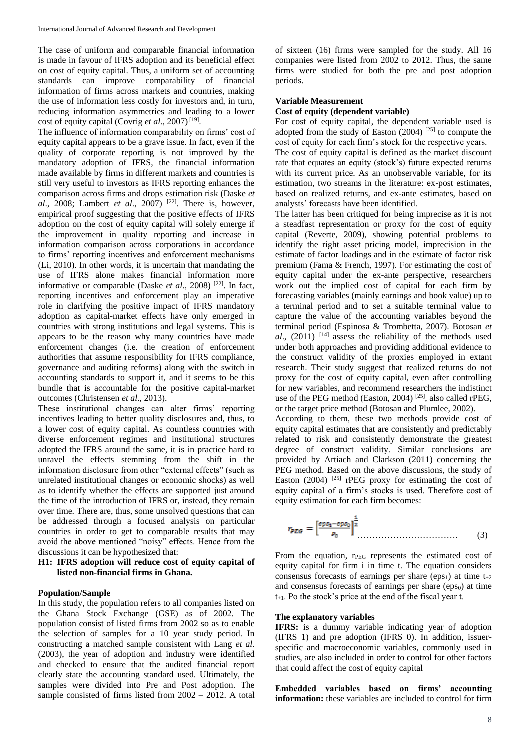The case of uniform and comparable financial information is made in favour of IFRS adoption and its beneficial effect on cost of equity capital. Thus, a uniform set of accounting standards can improve comparability of financial information of firms across markets and countries, making the use of information less costly for investors and, in turn, reducing information asymmetries and leading to a lower cost of equity capital (Covrig *et al*., 2007) [19].

The influence of information comparability on firms' cost of equity capital appears to be a grave issue. In fact, even if the quality of corporate reporting is not improved by the mandatory adoption of IFRS, the financial information made available by firms in different markets and countries is still very useful to investors as IFRS reporting enhances the comparison across firms and drops estimation risk (Daske *et al*., 2008; Lambert *et al*., 2007) [22]. There is, however, empirical proof suggesting that the positive effects of IFRS adoption on the cost of equity capital will solely emerge if the improvement in quality reporting and increase in information comparison across corporations in accordance to firms' reporting incentives and enforcement mechanisms (Li, 2010). In other words, it is uncertain that mandating the use of IFRS alone makes financial information more informative or comparable (Daske *et al*., 2008) [22]. In fact, reporting incentives and enforcement play an imperative role in clarifying the positive impact of IFRS mandatory adoption as capital-market effects have only emerged in countries with strong institutions and legal systems. This is appears to be the reason why many countries have made enforcement changes (i.e. the creation of enforcement authorities that assume responsibility for IFRS compliance, governance and auditing reforms) along with the switch in accounting standards to support it, and it seems to be this bundle that is accountable for the positive capital-market outcomes (Christensen *et al*., 2013).

These institutional changes can alter firms' reporting incentives leading to better quality disclosures and, thus, to a lower cost of equity capital. As countless countries with diverse enforcement regimes and institutional structures adopted the IFRS around the same, it is in practice hard to unravel the effects stemming from the shift in the information disclosure from other "external effects" (such as unrelated institutional changes or economic shocks) as well as to identify whether the effects are supported just around the time of the introduction of IFRS or, instead, they remain over time. There are, thus, some unsolved questions that can be addressed through a focused analysis on particular countries in order to get to comparable results that may avoid the above mentioned "noisy" effects. Hence from the discussions it can be hypothesized that:

**H1: IFRS adoption will reduce cost of equity capital of listed non-financial firms in Ghana.**

### Population/Sample

In this study, the population refers to all companies listed on the Ghana Stock Exchange (GSE) as of 2002. The population consist of listed firms from 2002 so as to enable the selection of samples for a 10 year study period. In constructing a matched sample consistent with Lang *et al*. (2003), the year of adoption and industry were identified and checked to ensure that the audited financial report clearly state the accounting standard used. Ultimately, the samples were divided into Pre and Post adoption. The sample consisted of firms listed from 2002 – 2012. A total of sixteen (16) firms were sampled for the study. All 16 companies were listed from 2002 to 2012. Thus, the same firms were studied for both the pre and post adoption periods.

### Variable Measurement

#### Cost of equity (dependent variable)

For cost of equity capital, the dependent variable used is adopted from the study of Easton (2004) [25] to compute the cost of equity for each firm's stock for the respective years.

The cost of equity capital is defined as the market discount rate that equates an equity (stock's) future expected returns with its current price. As an unobservable variable, for its estimation, two streams in the literature: ex-post estimates, based on realized returns, and ex-ante estimates, based on analysts' forecasts have been identified.

The latter has been critiqued for being imprecise as it is not a steadfast representation or proxy for the cost of equity capital (Reverte, 2009), showing potential problems to identify the right asset pricing model, imprecision in the estimate of factor loadings and in the estimate of factor risk premium (Fama & French, 1997). For estimating the cost of equity capital under the ex-ante perspective, researchers work out the implied cost of capital for each firm by forecasting variables (mainly earnings and book value) up to a terminal period and to set a suitable terminal value to capture the value of the accounting variables beyond the terminal period (Espinosa & Trombetta, 2007). Botosan *et al*., (2011) [14] assess the reliability of the methods used under both approaches and providing additional evidence to the construct validity of the proxies employed in extant research. Their study suggest that realized returns do not proxy for the cost of equity capital, even after controlling for new variables, and recommend researchers the indistinct use of the PEG method (Easton, 2004) [25], also called rPEG, or the target price method (Botosan and Plumlee, 2002).

According to them, these two methods provide cost of equity capital estimates that are consistently and predictably related to risk and consistently demonstrate the greatest degree of construct validity. Similar conclusions are provided by Artiach and Clarkson (2011) concerning the PEG method. Based on the above discussions, the study of Easton (2004) [25] rPEG proxy for estimating the cost of equity capital of a firm's stocks is used. Therefore cost of equity estimation for each firm becomes:

$$r_{PEG} = \left[\frac{eps_1 - eps_0}{P_0}\right]^{\frac{1}{2}} \quad \ldots\ldots\ldots\ldots\ldots\ldots\ldots\ldots\ldots\ldots \quad (3)$$

From the equation, $r_{PEG}$ represents the estimated cost of equity capital for firm i in time t. The equation considers consensus forecasts of earnings per share ($eps_1$) at time $t_{+2}$ and consensus forecasts of earnings per share ($eps_0$) at time $t_{+1}$. Po the stock's price at the end of the fiscal year t.

#### The explanatory variables

**IFRS:** is a dummy variable indicating year of adoption (IFRS 1) and pre adoption (IFRS 0). In addition, issuer-specific and macroeconomic variables, commonly used in studies, are also included in order to control for other factors that could affect the cost of equity capital

**Embedded variables based on firms' accounting information:** these variables are included to control for firm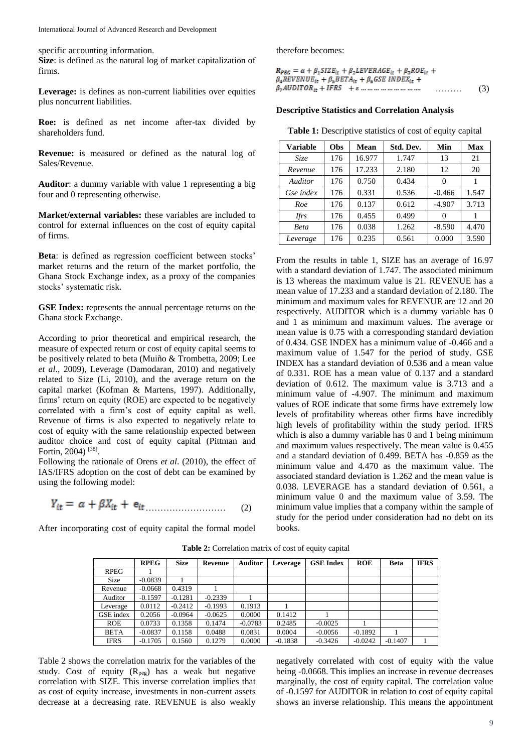specific accounting information.

**Size**: is defined as the natural log of market capitalization of firms.

**Leverage:** is defines as non-current liabilities over equities plus noncurrent liabilities.

**Roe:** is defined as net income after-tax divided by shareholders fund.

**Revenue:** is measured or defined as the natural log of Sales/Revenue.

**Auditor**: a dummy variable with value 1 representing a big four and 0 representing otherwise.

**Market/external variables:** these variables are included to control for external influences on the cost of equity capital of firms.

**Beta**: is defined as regression coefficient between stocks' market returns and the return of the market portfolio, the Ghana Stock Exchange index, as a proxy of the companies stocks' systematic risk.

**GSE Index:** represents the annual percentage returns on the Ghana stock Exchange.

According to prior theoretical and empirical research, the measure of expected return or cost of equity capital seems to be positively related to beta (Muiño & Trombetta, 2009; Lee *et al*., 2009), Leverage (Damodaran, 2010) and negatively related to Size (Li, 2010), and the average return on the capital market (Kofman & Martens, 1997). Additionally, firms' return on equity (ROE) are expected to be negatively correlated with a firm's cost of equity capital as well. Revenue of firms is also expected to negatively relate to cost of equity with the same relationship expected between auditor choice and cost of equity capital (Pittman and Fortin, 2004) [38].

Following the rationale of Orens *et al.* (2010), the effect of IAS/IFRS adoption on the cost of debt can be examined by using the following model:

$$Y_{it} = \alpha + \beta X_{it} + e_{it} \quad (2)$$

After incorporating cost of equity capital the formal model therefore becomes:

$$R_{PEG} = \alpha + \beta_1 SIZE_{it} + \beta_2 LEVERAGE_{it} + \beta_3 ROE_{it} + \beta_4 REVENUE_{it} + \beta_5 BETA_{it} + \beta_6 GSE\ INDEX_{it} + \beta_7 AUDITOR_{it} + IFRS + \varepsilon \quad (3)$$

**Descriptive Statistics and Correlation Analysis**

**Table 1:** Descriptive statistics of cost of equity capital

| Variable | Obs | Mean | Std. Dev. | Min | Max |
|---|---|---|---|---|---|
| *Size* | 176 | 16.977 | 1.747 | 13 | 21 |
| *Revenue* | 176 | 17.233 | 2.180 | 12 | 20 |
| *Auditor* | 176 | 0.750 | 0.434 | 0 | 1 |
| *Gse index* | 176 | 0.331 | 0.536 | -0.466 | 1.547 |
| *Roe* | 176 | 0.137 | 0.612 | -4.907 | 3.713 |
| *Ifrs* | 176 | 0.455 | 0.499 | 0 | 1 |
| *Beta* | 176 | 0.038 | 1.262 | -8.590 | 4.470 |
| *Leverage* | 176 | 0.235 | 0.561 | 0.000 | 3.590 |

From the results in table 1, SIZE has an average of 16.97 with a standard deviation of 1.747. The associated minimum is 13 whereas the maximum value is 21. REVENUE has a mean value of 17.233 and a standard deviation of 2.180. The minimum and maximum vales for REVENUE are 12 and 20 respectively. AUDITOR which is a dummy variable has 0 and 1 as minimum and maximum values. The average or mean value is 0.75 with a corresponding standard deviation of 0.434. GSE INDEX has a minimum value of -0.466 and a maximum value of 1.547 for the period of study. GSE INDEX has a standard deviation of 0.536 and a mean value of 0.331. ROE has a mean value of 0.137 and a standard deviation of 0.612. The maximum value is 3.713 and a minimum value of -4.907. The minimum and maximum values of ROE indicate that some firms have extremely low levels of profitability whereas other firms have incredibly high levels of profitability within the study period. IFRS which is also a dummy variable has 0 and 1 being minimum and maximum values respectively. The mean value is 0.455 and a standard deviation of 0.499. BETA has -0.859 as the minimum value and 4.470 as the maximum value. The associated standard deviation is 1.262 and the mean value is 0.038. LEVERAGE has a standard deviation of 0.561, a minimum value 0 and the maximum value of 3.59. The minimum value implies that a company within the sample of study for the period under consideration had no debt on its books.

**Table 2:** Correlation matrix of cost of equity capital

| | RPEG | Size | Revenue | Auditor | Leverage | GSE Index | ROE | Beta | IFRS |
|---|---|---|---|---|---|---|---|---|---|
| RPEG | 1 | | | | | | | | |
| Size | -0.0839 | 1 | | | | | | | |
| Revenue | -0.0668 | 0.4319 | 1 | | | | | | |
| Auditor | -0.1597 | -0.1281 | -0.2339 | 1 | | | | | |
| Leverage | 0.0112 | -0.2412 | -0.1993 | 0.1913 | 1 | | | | |
| GSE index | 0.2056 | -0.0964 | -0.0625 | 0.0000 | 0.1412 | 1 | | | |
| ROE | 0.0733 | 0.1358 | 0.1474 | -0.0783 | 0.2485 | -0.0025 | 1 | | |
| BETA | -0.0837 | 0.1158 | 0.0488 | 0.0831 | 0.0004 | -0.0056 | -0.1892 | 1 | |
| IFRS | -0.1705 | 0.1560 | 0.1279 | 0.0000 | -0.1838 | -0.3426 | -0.0242 | -0.1407 | 1 |

Table 2 shows the correlation matrix for the variables of the study. Cost of equity ($R_{peg}$) has a weak but negative correlation with SIZE. This inverse correlation implies that as cost of equity increase, investments in non-current assets decrease at a decreasing rate. REVENUE is also weakly negatively correlated with cost of equity with the value being -0.0668. This implies an increase in revenue decreases marginally, the cost of equity capital. The correlation value of -0.1597 for AUDITOR in relation to cost of equity capital shows an inverse relationship. This means the appointment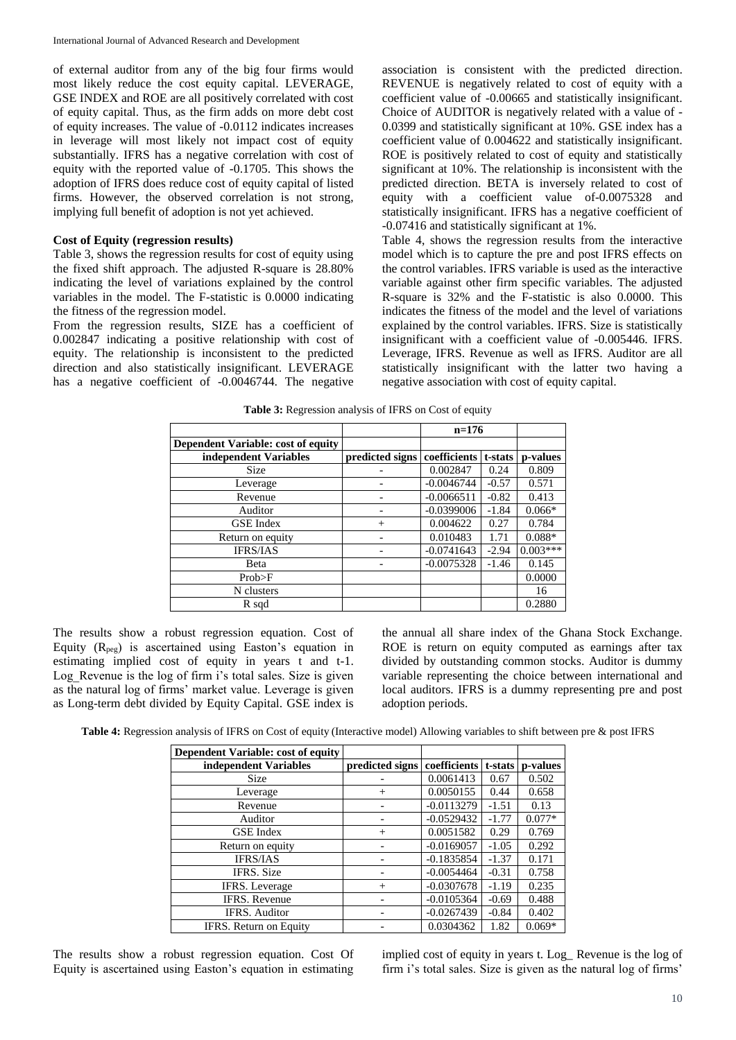of external auditor from any of the big four firms would most likely reduce the cost equity capital. LEVERAGE, GSE INDEX and ROE are all positively correlated with cost of equity capital. Thus, as the firm adds on more debt cost of equity increases. The value of -0.0112 indicates increases in leverage will most likely not impact cost of equity substantially. IFRS has a negative correlation with cost of equity with the reported value of -0.1705. This shows the adoption of IFRS does reduce cost of equity capital of listed firms. However, the observed correlation is not strong, implying full benefit of adoption is not yet achieved.

**Cost of Equity (regression results)**

Table 3, shows the regression results for cost of equity using the fixed shift approach. The adjusted R-square is 28.80% indicating the level of variations explained by the control variables in the model. The F-statistic is 0.0000 indicating the fitness of the regression model.

From the regression results, SIZE has a coefficient of 0.002847 indicating a positive relationship with cost of equity. The relationship is inconsistent to the predicted direction and also statistically insignificant. LEVERAGE has a negative coefficient of -0.0046744. The negative association is consistent with the predicted direction. REVENUE is negatively related to cost of equity with a coefficient value of -0.00665 and statistically insignificant. Choice of AUDITOR is negatively related with a value of -0.0399 and statistically significant at 10%. GSE index has a coefficient value of 0.004622 and statistically insignificant. ROE is positively related to cost of equity and statistically significant at 10%. The relationship is inconsistent with the predicted direction. BETA is inversely related to cost of equity with a coefficient value of-0.0075328 and statistically insignificant. IFRS has a negative coefficient of -0.07416 and statistically significant at 1%.

Table 4, shows the regression results from the interactive model which is to capture the pre and post IFRS effects on the control variables. IFRS variable is used as the interactive variable against other firm specific variables. The adjusted R-square is 32% and the F-statistic is also 0.0000. This indicates the fitness of the model and the level of variations explained by the control variables. IFRS. Size is statistically insignificant with a coefficient value of -0.005446. IFRS. Leverage, IFRS. Revenue as well as IFRS. Auditor are all statistically insignificant with the latter two having a negative association with cost of equity capital.

**Table 3:** Regression analysis of IFRS on Cost of equity

| | | n=176 | | |
|---|---|---|---|---|
| **Dependent Variable: cost of equity** | | | | |
| **independent Variables** | **predicted signs** | **coefficients** | **t-stats** | **p-values** |
| Size | - | 0.002847 | 0.24 | 0.809 |
| Leverage | - | -0.0046744 | -0.57 | 0.571 |
| Revenue | - | -0.0066511 | -0.82 | 0.413 |
| Auditor | - | -0.0399006 | -1.84 | 0.066* |
| GSE Index | + | 0.004622 | 0.27 | 0.784 |
| Return on equity | - | 0.010483 | 1.71 | 0.088* |
| IFRS/IAS | - | -0.0741643 | -2.94 | 0.003*** |
| Beta | - | -0.0075328 | -1.46 | 0.145 |
| Prob>F | | | | 0.0000 |
| N clusters | | | | 16 |
| R sqd | | | | 0.2880 |

The results show a robust regression equation. Cost of Equity ($R_{peg}$) is ascertained using Easton's equation in estimating implied cost of equity in years t and t-1. Log_Revenue is the log of firm i's total sales. Size is given as the natural log of firms' market value. Leverage is given as Long-term debt divided by Equity Capital. GSE index is the annual all share index of the Ghana Stock Exchange. ROE is return on equity computed as earnings after tax divided by outstanding common stocks. Auditor is dummy variable representing the choice between international and local auditors. IFRS is a dummy representing pre and post adoption periods.

**Table 4:** Regression analysis of IFRS on Cost of equity (Interactive model) Allowing variables to shift between pre & post IFRS

| **Dependent Variable: cost of equity** | | | | |
|---|---|---|---|---|
| **independent Variables** | **predicted signs** | **coefficients** | **t-stats** | **p-values** |
| Size | - | 0.0061413 | 0.67 | 0.502 |
| Leverage | + | 0.0050155 | 0.44 | 0.658 |
| Revenue | - | -0.0113279 | -1.51 | 0.13 |
| Auditor | - | -0.0529432 | -1.77 | 0.077* |
| GSE Index | + | 0.0051582 | 0.29 | 0.769 |
| Return on equity | - | -0.0169057 | -1.05 | 0.292 |
| IFRS/IAS | - | -0.1835854 | -1.37 | 0.171 |
| IFRS. Size | - | -0.0054464 | -0.31 | 0.758 |
| IFRS. Leverage | + | -0.0307678 | -1.19 | 0.235 |
| IFRS. Revenue | - | -0.0105364 | -0.69 | 0.488 |
| IFRS. Auditor | - | -0.0267439 | -0.84 | 0.402 |
| IFRS. Return on Equity | - | 0.0304362 | 1.82 | 0.069* |

The results show a robust regression equation. Cost Of Equity is ascertained using Easton's equation in estimating implied cost of equity in years t. Log_ Revenue is the log of firm i's total sales. Size is given as the natural log of firms'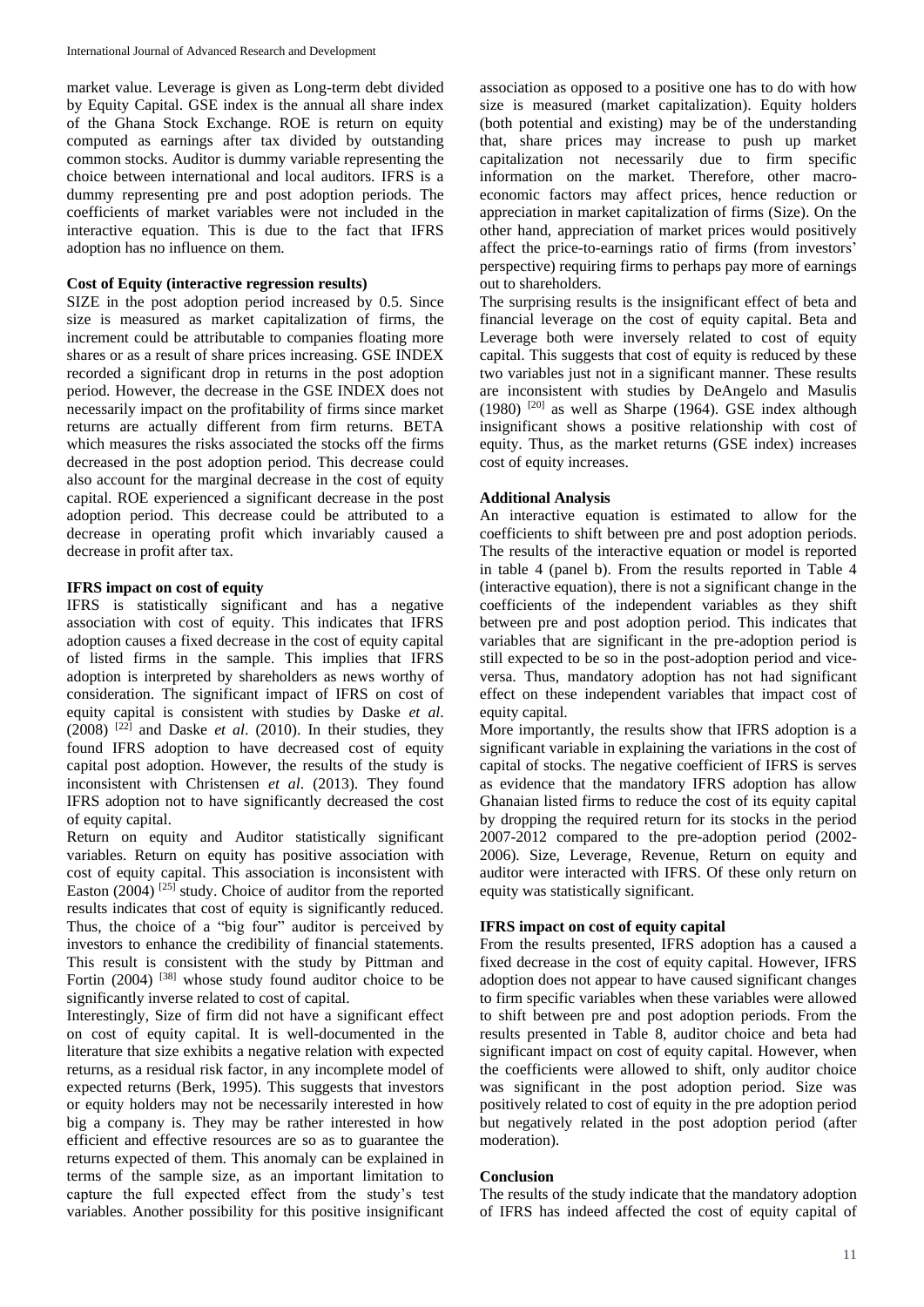market value. Leverage is given as Long-term debt divided by Equity Capital. GSE index is the annual all share index of the Ghana Stock Exchange. ROE is return on equity computed as earnings after tax divided by outstanding common stocks. Auditor is dummy variable representing the choice between international and local auditors. IFRS is a dummy representing pre and post adoption periods. The coefficients of market variables were not included in the interactive equation. This is due to the fact that IFRS adoption has no influence on them.

### Cost of Equity (interactive regression results)

SIZE in the post adoption period increased by 0.5. Since size is measured as market capitalization of firms, the increment could be attributable to companies floating more shares or as a result of share prices increasing. GSE INDEX recorded a significant drop in returns in the post adoption period. However, the decrease in the GSE INDEX does not necessarily impact on the profitability of firms since market returns are actually different from firm returns. BETA which measures the risks associated the stocks off the firms decreased in the post adoption period. This decrease could also account for the marginal decrease in the cost of equity capital. ROE experienced a significant decrease in the post adoption period. This decrease could be attributed to a decrease in operating profit which invariably caused a decrease in profit after tax.

### IFRS impact on cost of equity

IFRS is statistically significant and has a negative association with cost of equity. This indicates that IFRS adoption causes a fixed decrease in the cost of equity capital of listed firms in the sample. This implies that IFRS adoption is interpreted by shareholders as news worthy of consideration. The significant impact of IFRS on cost of equity capital is consistent with studies by Daske *et al*. (2008) [22] and Daske *et al*. (2010). In their studies, they found IFRS adoption to have decreased cost of equity capital post adoption. However, the results of the study is inconsistent with Christensen *et al*. (2013). They found IFRS adoption not to have significantly decreased the cost of equity capital.

Return on equity and Auditor statistically significant variables. Return on equity has positive association with cost of equity capital. This association is inconsistent with Easton (2004) [25] study. Choice of auditor from the reported results indicates that cost of equity is significantly reduced. Thus, the choice of a "big four" auditor is perceived by investors to enhance the credibility of financial statements. This result is consistent with the study by Pittman and Fortin (2004) [38] whose study found auditor choice to be significantly inverse related to cost of capital.

Interestingly, Size of firm did not have a significant effect on cost of equity capital. It is well-documented in the literature that size exhibits a negative relation with expected returns, as a residual risk factor, in any incomplete model of expected returns (Berk, 1995). This suggests that investors or equity holders may not be necessarily interested in how big a company is. They may be rather interested in how efficient and effective resources are so as to guarantee the returns expected of them. This anomaly can be explained in terms of the sample size, as an important limitation to capture the full expected effect from the study's test variables. Another possibility for this positive insignificant association as opposed to a positive one has to do with how size is measured (market capitalization). Equity holders (both potential and existing) may be of the understanding that, share prices may increase to push up market capitalization not necessarily due to firm specific information on the market. Therefore, other macro-economic factors may affect prices, hence reduction or appreciation in market capitalization of firms (Size). On the other hand, appreciation of market prices would positively affect the price-to-earnings ratio of firms (from investors' perspective) requiring firms to perhaps pay more of earnings out to shareholders.

The surprising results is the insignificant effect of beta and financial leverage on the cost of equity capital. Beta and Leverage both were inversely related to cost of equity capital. This suggests that cost of equity is reduced by these two variables just not in a significant manner. These results are inconsistent with studies by DeAngelo and Masulis (1980) [20] as well as Sharpe (1964). GSE index although insignificant shows a positive relationship with cost of equity. Thus, as the market returns (GSE index) increases cost of equity increases.

### Additional Analysis

An interactive equation is estimated to allow for the coefficients to shift between pre and post adoption periods. The results of the interactive equation or model is reported in table 4 (panel b). From the results reported in Table 4 (interactive equation), there is not a significant change in the coefficients of the independent variables as they shift between pre and post adoption period. This indicates that variables that are significant in the pre-adoption period is still expected to be so in the post-adoption period and vice-versa. Thus, mandatory adoption has not had significant effect on these independent variables that impact cost of equity capital.

More importantly, the results show that IFRS adoption is a significant variable in explaining the variations in the cost of capital of stocks. The negative coefficient of IFRS is serves as evidence that the mandatory IFRS adoption has allow Ghanaian listed firms to reduce the cost of its equity capital by dropping the required return for its stocks in the period 2007-2012 compared to the pre-adoption period (2002-2006). Size, Leverage, Revenue, Return on equity and auditor were interacted with IFRS. Of these only return on equity was statistically significant.

### IFRS impact on cost of equity capital

From the results presented, IFRS adoption has a caused a fixed decrease in the cost of equity capital. However, IFRS adoption does not appear to have caused significant changes to firm specific variables when these variables were allowed to shift between pre and post adoption periods. From the results presented in Table 8, auditor choice and beta had significant impact on cost of equity capital. However, when the coefficients were allowed to shift, only auditor choice was significant in the post adoption period. Size was positively related to cost of equity in the pre adoption period but negatively related in the post adoption period (after moderation).

### Conclusion

The results of the study indicate that the mandatory adoption of IFRS has indeed affected the cost of equity capital of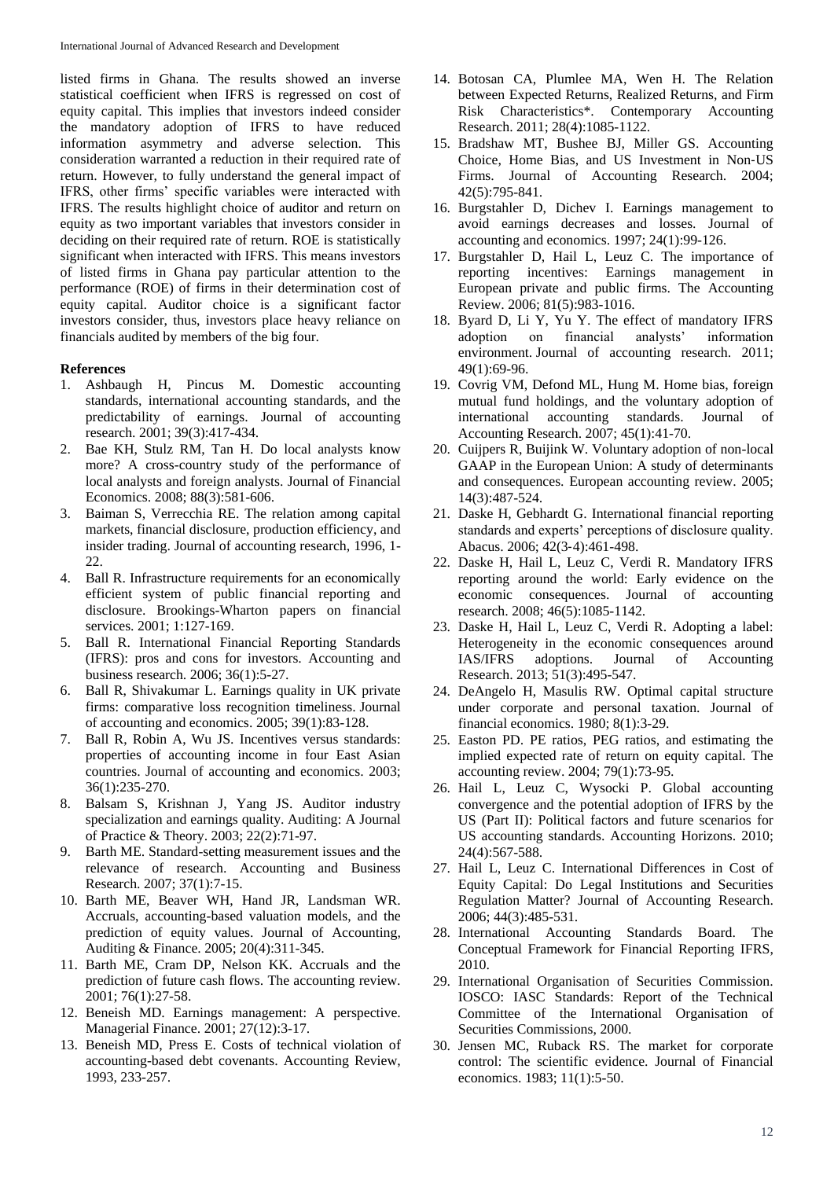listed firms in Ghana. The results showed an inverse statistical coefficient when IFRS is regressed on cost of equity capital. This implies that investors indeed consider the mandatory adoption of IFRS to have reduced information asymmetry and adverse selection. This consideration warranted a reduction in their required rate of return. However, to fully understand the general impact of IFRS, other firms' specific variables were interacted with IFRS. The results highlight choice of auditor and return on equity as two important variables that investors consider in deciding on their required rate of return. ROE is statistically significant when interacted with IFRS. This means investors of listed firms in Ghana pay particular attention to the performance (ROE) of firms in their determination cost of equity capital. Auditor choice is a significant factor investors consider, thus, investors place heavy reliance on financials audited by members of the big four.

## References

1. Ashbaugh H, Pincus M. Domestic accounting standards, international accounting standards, and the predictability of earnings. Journal of accounting research. 2001; 39(3):417-434.
2. Bae KH, Stulz RM, Tan H. Do local analysts know more? A cross-country study of the performance of local analysts and foreign analysts. Journal of Financial Economics. 2008; 88(3):581-606.
3. Baiman S, Verrecchia RE. The relation among capital markets, financial disclosure, production efficiency, and insider trading. Journal of accounting research, 1996, 1-22.
4. Ball R. Infrastructure requirements for an economically efficient system of public financial reporting and disclosure. Brookings-Wharton papers on financial services. 2001; 1:127-169.
5. Ball R. International Financial Reporting Standards (IFRS): pros and cons for investors. Accounting and business research. 2006; 36(1):5-27.
6. Ball R, Shivakumar L. Earnings quality in UK private firms: comparative loss recognition timeliness. Journal of accounting and economics. 2005; 39(1):83-128.
7. Ball R, Robin A, Wu JS. Incentives versus standards: properties of accounting income in four East Asian countries. Journal of accounting and economics. 2003; 36(1):235-270.
8. Balsam S, Krishnan J, Yang JS. Auditor industry specialization and earnings quality. Auditing: A Journal of Practice & Theory. 2003; 22(2):71-97.
9. Barth ME. Standard-setting measurement issues and the relevance of research. Accounting and Business Research. 2007; 37(1):7-15.
10. Barth ME, Beaver WH, Hand JR, Landsman WR. Accruals, accounting-based valuation models, and the prediction of equity values. Journal of Accounting, Auditing & Finance. 2005; 20(4):311-345.
11. Barth ME, Cram DP, Nelson KK. Accruals and the prediction of future cash flows. The accounting review. 2001; 76(1):27-58.
12. Beneish MD. Earnings management: A perspective. Managerial Finance. 2001; 27(12):3-17.
13. Beneish MD, Press E. Costs of technical violation of accounting-based debt covenants. Accounting Review, 1993, 233-257.
14. Botosan CA, Plumlee MA, Wen H. The Relation between Expected Returns, Realized Returns, and Firm Risk Characteristics*. Contemporary Accounting Research. 2011; 28(4):1085-1122.
15. Bradshaw MT, Bushee BJ, Miller GS. Accounting Choice, Home Bias, and US Investment in Non‐US Firms. Journal of Accounting Research. 2004; 42(5):795-841.
16. Burgstahler D, Dichev I. Earnings management to avoid earnings decreases and losses. Journal of accounting and economics. 1997; 24(1):99-126.
17. Burgstahler D, Hail L, Leuz C. The importance of reporting incentives: Earnings management in European private and public firms. The Accounting Review. 2006; 81(5):983-1016.
18. Byard D, Li Y, Yu Y. The effect of mandatory IFRS adoption on financial analysts' information environment. Journal of accounting research. 2011; 49(1):69-96.
19. Covrig VM, Defond ML, Hung M. Home bias, foreign mutual fund holdings, and the voluntary adoption of international accounting standards. Journal of Accounting Research. 2007; 45(1):41-70.
20. Cuijpers R, Buijink W. Voluntary adoption of non-local GAAP in the European Union: A study of determinants and consequences. European accounting review. 2005; 14(3):487-524.
21. Daske H, Gebhardt G. International financial reporting standards and experts' perceptions of disclosure quality. Abacus. 2006; 42(3‐4):461-498.
22. Daske H, Hail L, Leuz C, Verdi R. Mandatory IFRS reporting around the world: Early evidence on the economic consequences. Journal of accounting research. 2008; 46(5):1085-1142.
23. Daske H, Hail L, Leuz C, Verdi R. Adopting a label: Heterogeneity in the economic consequences around IAS/IFRS adoptions. Journal of Accounting Research. 2013; 51(3):495-547.
24. DeAngelo H, Masulis RW. Optimal capital structure under corporate and personal taxation. Journal of financial economics. 1980; 8(1):3-29.
25. Easton PD. PE ratios, PEG ratios, and estimating the implied expected rate of return on equity capital. The accounting review. 2004; 79(1):73-95.
26. Hail L, Leuz C, Wysocki P. Global accounting convergence and the potential adoption of IFRS by the US (Part II): Political factors and future scenarios for US accounting standards. Accounting Horizons. 2010; 24(4):567-588.
27. Hail L, Leuz C. International Differences in Cost of Equity Capital: Do Legal Institutions and Securities Regulation Matter? Journal of Accounting Research. 2006; 44(3):485-531.
28. International Accounting Standards Board. The Conceptual Framework for Financial Reporting IFRS, 2010.
29. International Organisation of Securities Commission. IOSCO: IASC Standards: Report of the Technical Committee of the International Organisation of Securities Commissions, 2000.
30. Jensen MC, Ruback RS. The market for corporate control: The scientific evidence. Journal of Financial economics. 1983; 11(1):5-50.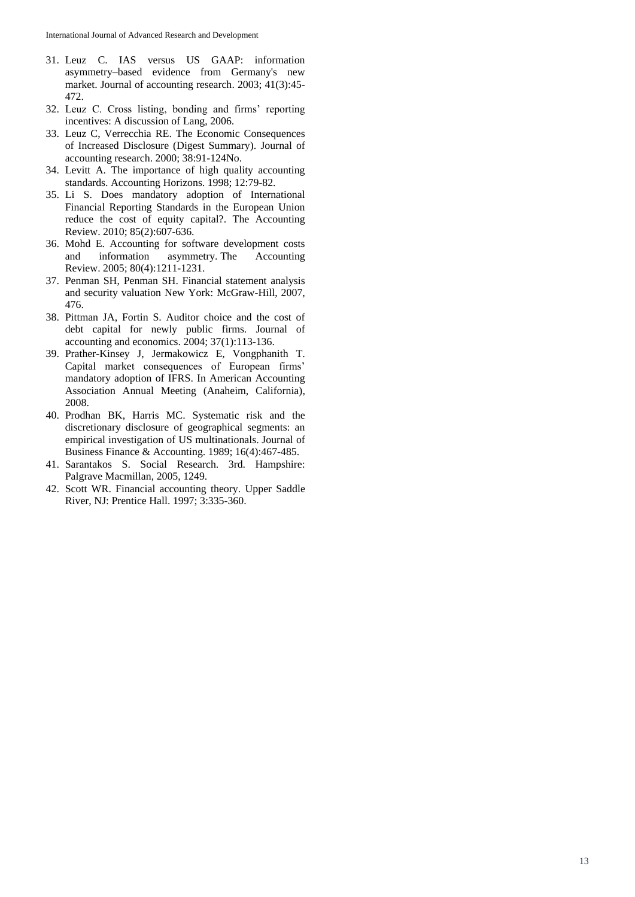31. Leuz C. IAS versus US GAAP: information asymmetry–based evidence from Germany's new market. Journal of accounting research. 2003; 41(3):45-472.
32. Leuz C. Cross listing, bonding and firms' reporting incentives: A discussion of Lang, 2006.
33. Leuz C, Verrecchia RE. The Economic Consequences of Increased Disclosure (Digest Summary). Journal of accounting research. 2000; 38:91-124No.
34. Levitt A. The importance of high quality accounting standards. Accounting Horizons. 1998; 12:79-82.
35. Li S. Does mandatory adoption of International Financial Reporting Standards in the European Union reduce the cost of equity capital?. The Accounting Review. 2010; 85(2):607-636.
36. Mohd E. Accounting for software development costs and information asymmetry. The Accounting Review. 2005; 80(4):1211-1231.
37. Penman SH, Penman SH. Financial statement analysis and security valuation New York: McGraw-Hill, 2007, 476.
38. Pittman JA, Fortin S. Auditor choice and the cost of debt capital for newly public firms. Journal of accounting and economics. 2004; 37(1):113-136.
39. Prather-Kinsey J, Jermakowicz E, Vongphanith T. Capital market consequences of European firms' mandatory adoption of IFRS. In American Accounting Association Annual Meeting (Anaheim, California), 2008.
40. Prodhan BK, Harris MC. Systematic risk and the discretionary disclosure of geographical segments: an empirical investigation of US multinationals. Journal of Business Finance & Accounting. 1989; 16(4):467-485.
41. Sarantakos S. Social Research. 3rd. Hampshire: Palgrave Macmillan, 2005, 1249.
42. Scott WR. Financial accounting theory. Upper Saddle River, NJ: Prentice Hall. 1997; 3:335-360.